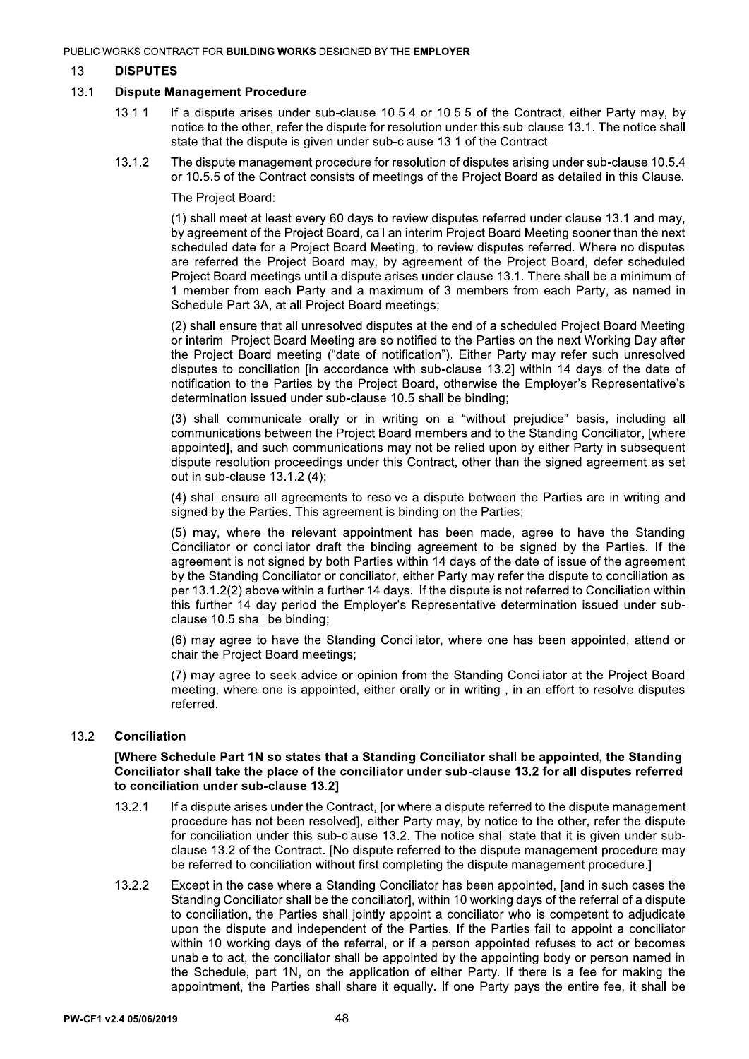## 13 DISPUTES

### 13.1 Dispute Management Procedure

13.1.1 If a dispute arises under sub-clause 10.5.4 or 10.5.5 of the Contract, either Party may, by notice to the other, refer the dispute for resolution under this sub-clause 13.1. The notice shall state that the dispute is given under sub-clause 13.1 of the Contract.

13.1.2 The dispute management procedure for resolution of disputes arising under sub-clause 10.5.4 or 10.5.5 of the Contract consists of meetings of the Project Board as detailed in this Clause.

The Project Board:

(1) shall meet at least every 60 days to review disputes referred under clause 13.1 and may, by agreement of the Project Board, call an interim Project Board Meeting sooner than the next scheduled date for a Project Board Meeting, to review disputes referred. Where no disputes are referred the Project Board may, by agreement of the Project Board, defer scheduled Project Board meetings until a dispute arises under clause 13.1. There shall be a minimum of 1 member from each Party and a maximum of 3 members from each Party, as named in Schedule Part 3A, at all Project Board meetings;

(2) shall ensure that all unresolved disputes at the end of a scheduled Project Board Meeting or interim Project Board Meeting are so notified to the Parties on the next Working Day after the Project Board meeting ("date of notification"). Either Party may refer such unresolved disputes to conciliation [in accordance with sub-clause 13.2] within 14 days of the date of notification to the Parties by the Project Board, otherwise the Employer's Representative's determination issued under sub-clause 10.5 shall be binding;

(3) shall communicate orally or in writing on a "without prejudice" basis, including all communications between the Project Board members and to the Standing Conciliator, [where appointed], and such communications may not be relied upon by either Party in subsequent dispute resolution proceedings under this Contract, other than the signed agreement as set out in sub-clause 13.1.2.(4);

(4) shall ensure all agreements to resolve a dispute between the Parties are in writing and signed by the Parties. This agreement is binding on the Parties;

(5) may, where the relevant appointment has been made, agree to have the Standing Conciliator or conciliator draft the binding agreement to be signed by the Parties. If the agreement is not signed by both Parties within 14 days of the date of issue of the agreement by the Standing Conciliator or conciliator, either Party may refer the dispute to conciliation as per 13.1.2(2) above within a further 14 days. If the dispute is not referred to Conciliation within this further 14 day period the Employer's Representative determination issued under sub-clause 10.5 shall be binding;

(6) may agree to have the Standing Conciliator, where one has been appointed, attend or chair the Project Board meetings;

(7) may agree to seek advice or opinion from the Standing Conciliator at the Project Board meeting, where one is appointed, either orally or in writing , in an effort to resolve disputes referred.

### 13.2 Conciliation

**[Where Schedule Part 1N so states that a Standing Conciliator shall be appointed, the Standing Conciliator shall take the place of the conciliator under sub-clause 13.2 for all disputes referred to conciliation under sub-clause 13.2]**

13.2.1 If a dispute arises under the Contract, [or where a dispute referred to the dispute management procedure has not been resolved], either Party may, by notice to the other, refer the dispute for conciliation under this sub-clause 13.2. The notice shall state that it is given under sub-clause 13.2 of the Contract. [No dispute referred to the dispute management procedure may be referred to conciliation without first completing the dispute management procedure.]

13.2.2 Except in the case where a Standing Conciliator has been appointed, [and in such cases the Standing Conciliator shall be the conciliator], within 10 working days of the referral of a dispute to conciliation, the Parties shall jointly appoint a conciliator who is competent to adjudicate upon the dispute and independent of the Parties. If the Parties fail to appoint a conciliator within 10 working days of the referral, or if a person appointed refuses to act or becomes unable to act, the conciliator shall be appointed by the appointing body or person named in the Schedule, part 1N, on the application of either Party. If there is a fee for making the appointment, the Parties shall share it equally. If one Party pays the entire fee, it shall be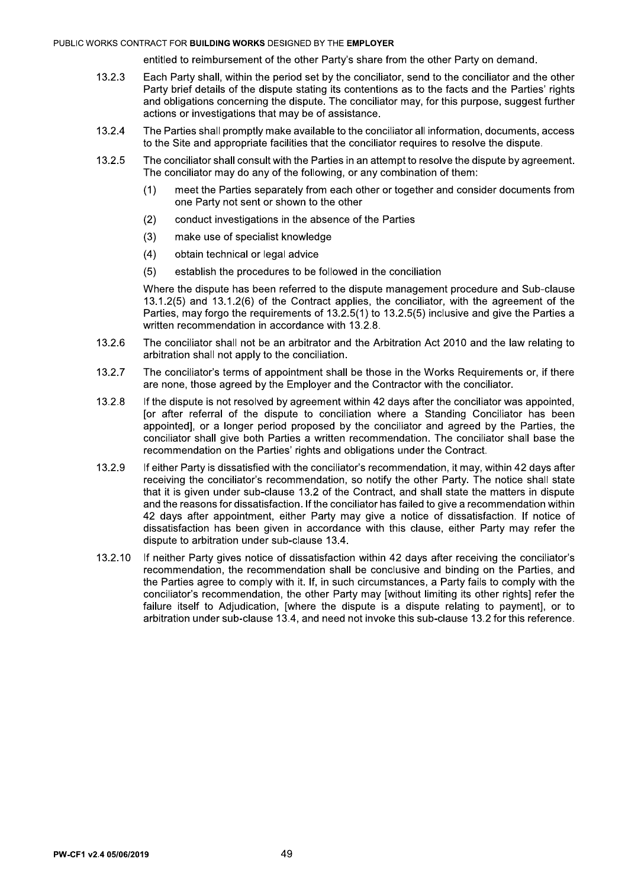entitled to reimbursement of the other Party's share from the other Party on demand.

13.2.3 Each Party shall, within the period set by the conciliator, send to the conciliator and the other Party brief details of the dispute stating its contentions as to the facts and the Parties' rights and obligations concerning the dispute. The conciliator may, for this purpose, suggest further actions or investigations that may be of assistance.

13.2.4 The Parties shall promptly make available to the conciliator all information, documents, access to the Site and appropriate facilities that the conciliator requires to resolve the dispute.

13.2.5 The conciliator shall consult with the Parties in an attempt to resolve the dispute by agreement. The conciliator may do any of the following, or any combination of them:

(1) meet the Parties separately from each other or together and consider documents from one Party not sent or shown to the other

(2) conduct investigations in the absence of the Parties

(3) make use of specialist knowledge

(4) obtain technical or legal advice

(5) establish the procedures to be followed in the conciliation

Where the dispute has been referred to the dispute management procedure and Sub-clause 13.1.2(5) and 13.1.2(6) of the Contract applies, the conciliator, with the agreement of the Parties, may forgo the requirements of 13.2.5(1) to 13.2.5(5) inclusive and give the Parties a written recommendation in accordance with 13.2.8.

13.2.6 The conciliator shall not be an arbitrator and the Arbitration Act 2010 and the law relating to arbitration shall not apply to the conciliation.

13.2.7 The conciliator's terms of appointment shall be those in the Works Requirements or, if there are none, those agreed by the Employer and the Contractor with the conciliator.

13.2.8 If the dispute is not resolved by agreement within 42 days after the conciliator was appointed, [or after referral of the dispute to conciliation where a Standing Conciliator has been appointed], or a longer period proposed by the conciliator and agreed by the Parties, the conciliator shall give both Parties a written recommendation. The conciliator shall base the recommendation on the Parties' rights and obligations under the Contract.

13.2.9 If either Party is dissatisfied with the conciliator's recommendation, it may, within 42 days after receiving the conciliator's recommendation, so notify the other Party. The notice shall state that it is given under sub-clause 13.2 of the Contract, and shall state the matters in dispute and the reasons for dissatisfaction. If the conciliator has failed to give a recommendation within 42 days after appointment, either Party may give a notice of dissatisfaction. If notice of dissatisfaction has been given in accordance with this clause, either Party may refer the dispute to arbitration under sub-clause 13.4.

13.2.10 If neither Party gives notice of dissatisfaction within 42 days after receiving the conciliator's recommendation, the recommendation shall be conclusive and binding on the Parties, and the Parties agree to comply with it. If, in such circumstances, a Party fails to comply with the conciliator's recommendation, the other Party may [without limiting its other rights] refer the failure itself to Adjudication, [where the dispute is a dispute relating to payment], or to arbitration under sub-clause 13.4, and need not invoke this sub-clause 13.2 for this reference.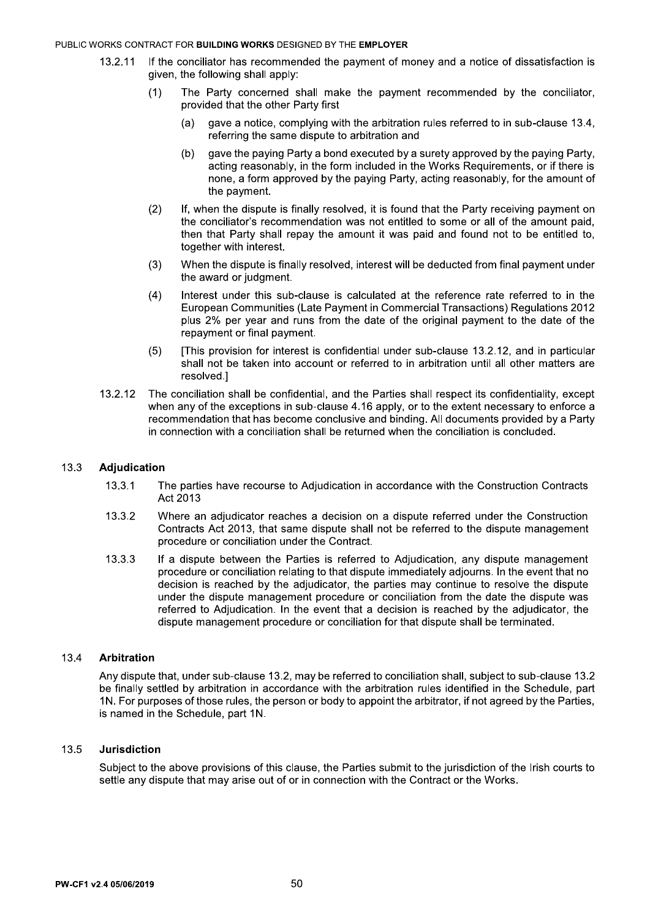13.2.11 If the conciliator has recommended the payment of money and a notice of dissatisfaction is given, the following shall apply:

(1) The Party concerned shall make the payment recommended by the conciliator, provided that the other Party first

(a) gave a notice, complying with the arbitration rules referred to in sub-clause 13.4, referring the same dispute to arbitration and

(b) gave the paying Party a bond executed by a surety approved by the paying Party, acting reasonably, in the form included in the Works Requirements, or if there is none, a form approved by the paying Party, acting reasonably, for the amount of the payment.

(2) If, when the dispute is finally resolved, it is found that the Party receiving payment on the conciliator's recommendation was not entitled to some or all of the amount paid, then that Party shall repay the amount it was paid and found not to be entitled to, together with interest.

(3) When the dispute is finally resolved, interest will be deducted from final payment under the award or judgment.

(4) Interest under this sub-clause is calculated at the reference rate referred to in the European Communities (Late Payment in Commercial Transactions) Regulations 2012 plus 2% per year and runs from the date of the original payment to the date of the repayment or final payment.

(5) [This provision for interest is confidential under sub-clause 13.2.12, and in particular shall not be taken into account or referred to in arbitration until all other matters are resolved.]

13.2.12 The conciliation shall be confidential, and the Parties shall respect its confidentiality, except when any of the exceptions in sub-clause 4.16 apply, or to the extent necessary to enforce a recommendation that has become conclusive and binding. All documents provided by a Party in connection with a conciliation shall be returned when the conciliation is concluded.

## 13.3 Adjudication

13.3.1 The parties have recourse to Adjudication in accordance with the Construction Contracts Act 2013

13.3.2 Where an adjudicator reaches a decision on a dispute referred under the Construction Contracts Act 2013, that same dispute shall not be referred to the dispute management procedure or conciliation under the Contract.

13.3.3 If a dispute between the Parties is referred to Adjudication, any dispute management procedure or conciliation relating to that dispute immediately adjourns. In the event that no decision is reached by the adjudicator, the parties may continue to resolve the dispute under the dispute management procedure or conciliation from the date the dispute was referred to Adjudication. In the event that a decision is reached by the adjudicator, the dispute management procedure or conciliation for that dispute shall be terminated.

## 13.4 Arbitration

Any dispute that, under sub-clause 13.2, may be referred to conciliation shall, subject to sub-clause 13.2 be finally settled by arbitration in accordance with the arbitration rules identified in the Schedule, part 1N. For purposes of those rules, the person or body to appoint the arbitrator, if not agreed by the Parties, is named in the Schedule, part 1N.

## 13.5 Jurisdiction

Subject to the above provisions of this clause, the Parties submit to the jurisdiction of the Irish courts to settle any dispute that may arise out of or in connection with the Contract or the Works.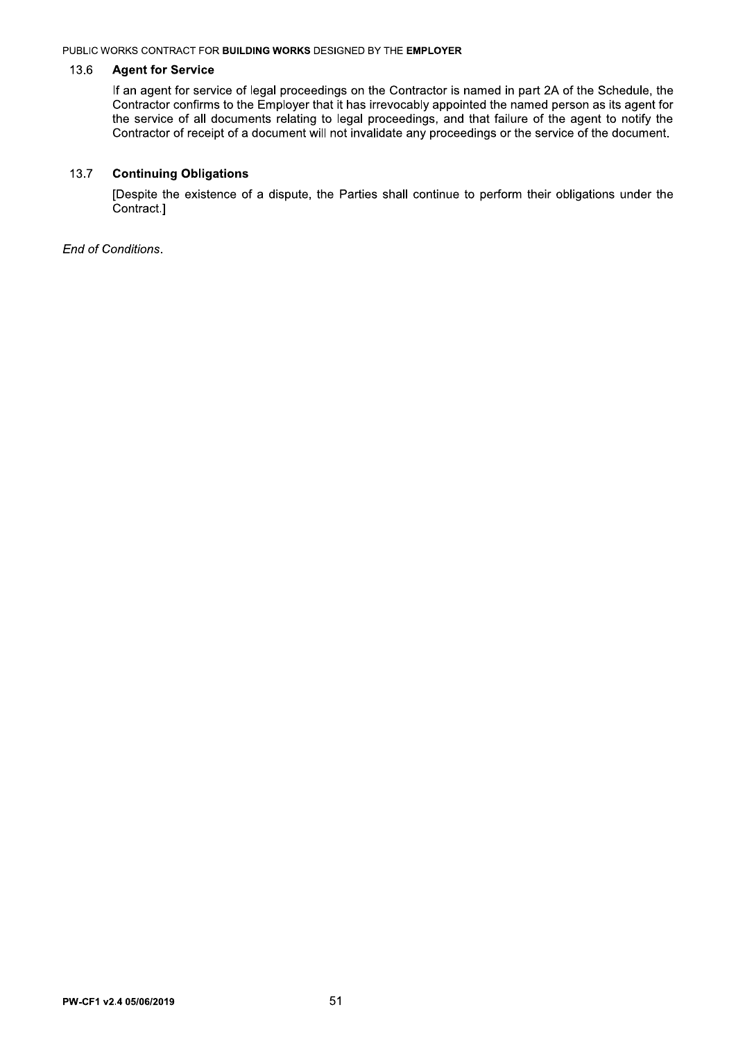### 13.6 Agent for Service

If an agent for service of legal proceedings on the Contractor is named in part 2A of the Schedule, the Contractor confirms to the Employer that it has irrevocably appointed the named person as its agent for the service of all documents relating to legal proceedings, and that failure of the agent to notify the Contractor of receipt of a document will not invalidate any proceedings or the service of the document.

### 13.7 Continuing Obligations

[Despite the existence of a dispute, the Parties shall continue to perform their obligations under the Contract.]

*End of Conditions*.